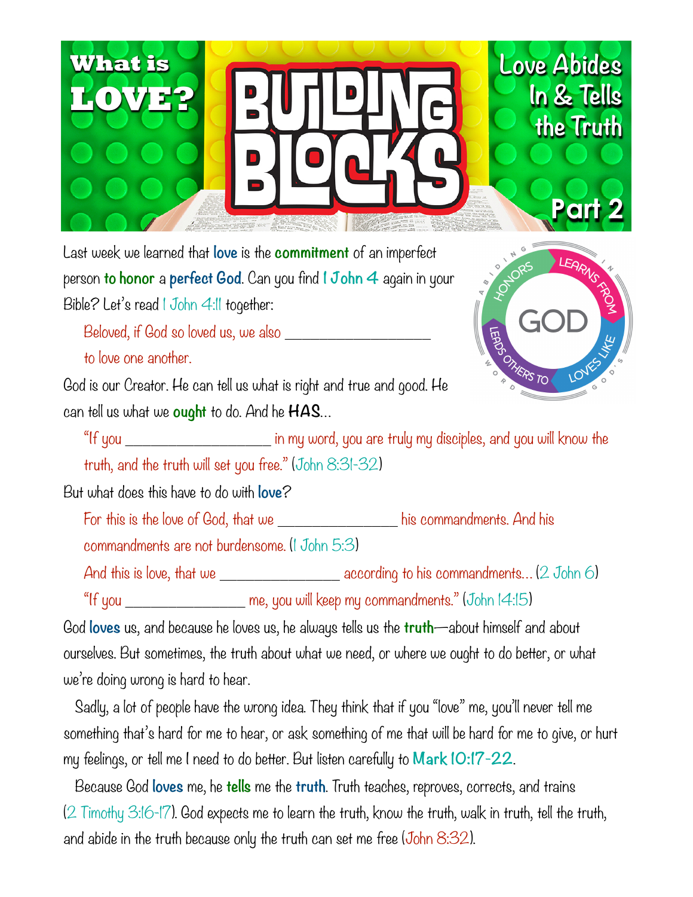# What is LOVE? BUILDING BLOCKS

## Love Abides In & Tells the Truth — Part 2

Last week we learned that **love** is the **commitment** of an imperfect person **to honor** a **perfect God**. Can you find **I John 4** again in your Bible? Let's read I John 4:11 together:

> Beloved, if God so loved us, we also ___________________ to love one another.

GOD — HONORS · LEARNS FROM · LOVES LIKE · LEADS OTHERS TO — ABIDING IN GOD'S WORD

God is our Creator. He can tell us what is right and true and good. He can tell us what we **ought** to do. And he **HAS**...

> "If you ___________________ in my word, you are truly my disciples, and you will know the truth, and the truth will set you free." (John 8:31-32)

But what does this have to do with **love**?

> For this is the love of God, that we ________________ his commandments. And his commandments are not burdensome. (I John 5:3)
>
> And this is love, that we ________________ according to his commandments... (2 John 6)
>
> "If you ________________ me, you will keep my commandments." (John 14:15)

God **loves** us, and because he loves us, he always tells us the **truth**—about himself and about ourselves. But sometimes, the truth about what we need, or where we ought to do better, or what we're doing wrong is hard to hear.

Sadly, a lot of people have the wrong idea. They think that if you "love" me, you'll never tell me something that's hard for me to hear, or ask something of me that will be hard for me to give, or hurt my feelings, or tell me I need to do better. But listen carefully to **Mark 10:17-22**.

Because God **loves** me, he **tells** me the **truth**. Truth teaches, reproves, corrects, and trains (2 Timothy 3:16-17). God expects me to learn the truth, know the truth, walk in truth, tell the truth, and abide in the truth because only the truth can set me free (John 8:32).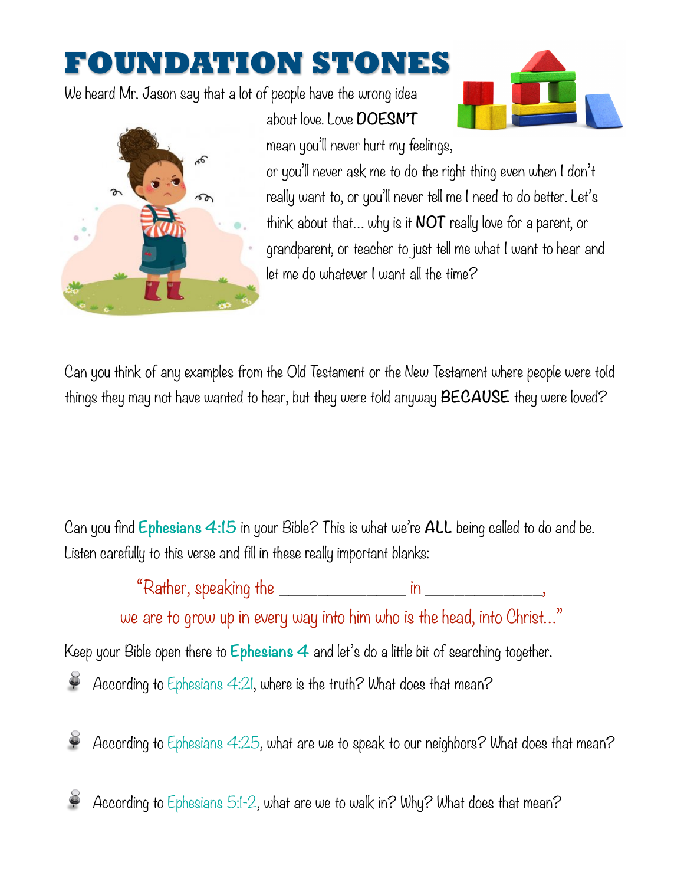# FOUNDATION STONES

We heard Mr. Jason say that a lot of people have the wrong idea about love. Love **DOESN'T** mean you'll never hurt my feelings, or you'll never ask me to do the right thing even when I don't really want to, or you'll never tell me I need to do better. Let's think about that... why is it **NOT** really love for a parent, or grandparent, or teacher to just tell me what I want to hear and let me do whatever I want all the time?

Can you think of any examples from the Old Testament or the New Testament where people were told things they may not have wanted to hear, but they were told anyway **BECAUSE** they were loved?

Can you find **Ephesians 4:15** in your Bible? This is what we're **ALL** being called to do and be. Listen carefully to this verse and fill in these really important blanks:

"Rather, speaking the _______________ in _______________,
we are to grow up in every way into him who is the head, into Christ..."

Keep your Bible open there to **Ephesians 4** and let's do a little bit of searching together.

- According to Ephesians 4:21, where is the truth? What does that mean?
- According to Ephesians 4:25, what are we to speak to our neighbors? What does that mean?
- According to Ephesians 5:1-2, what are we to walk in? Why? What does that mean?